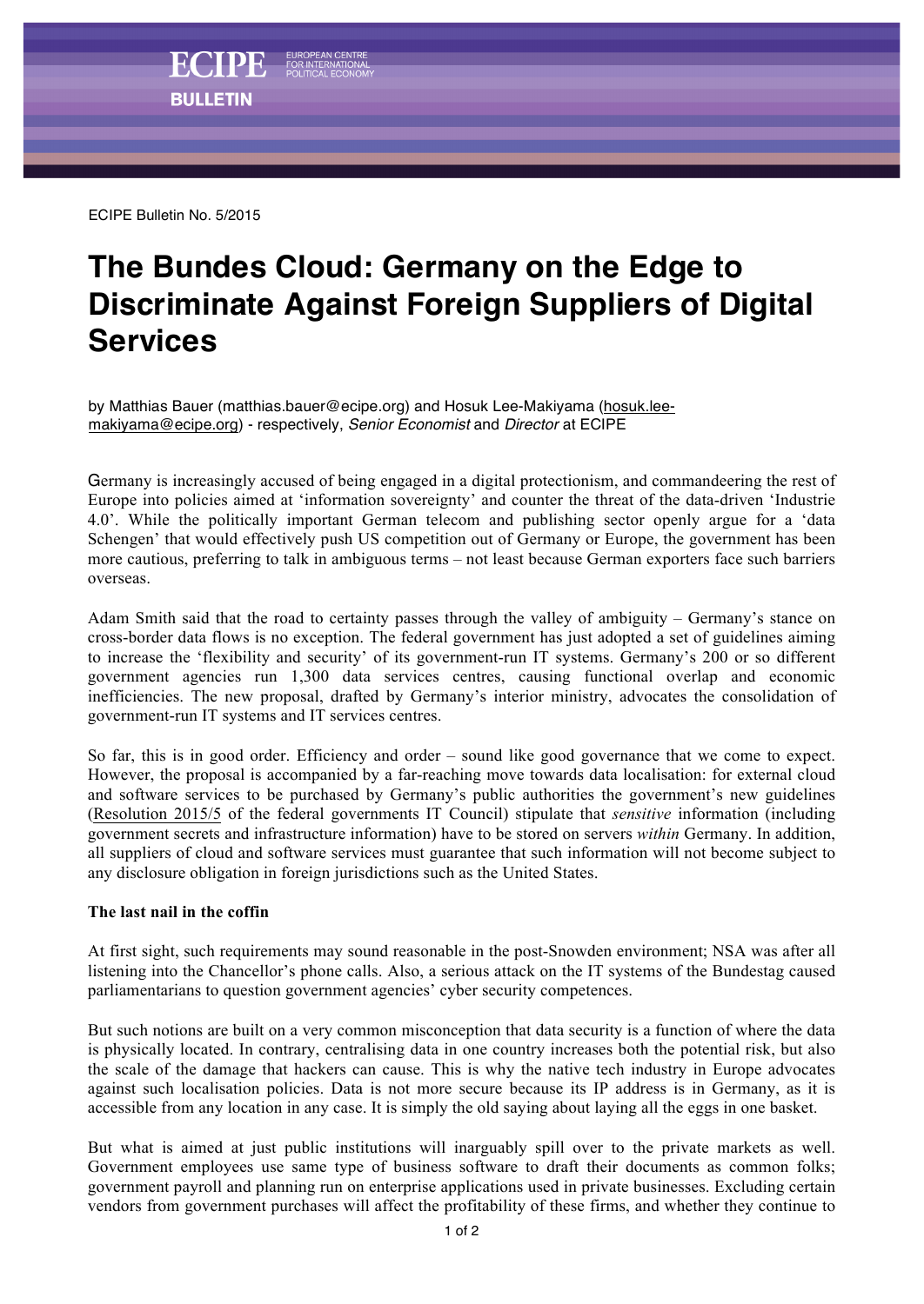ECIPE BULLETIN

ECIPE Bulletin No. 5/2015

# The Bundes Cloud: Germany on the Edge to Discriminate Against Foreign Suppliers of Digital Services

by Matthias Bauer (matthias.bauer@ecipe.org) and Hosuk Lee-Makiyama (hosuk.lee-makiyama@ecipe.org) - respectively, *Senior Economist* and *Director* at ECIPE

Germany is increasingly accused of being engaged in a digital protectionism, and commandeering the rest of Europe into policies aimed at 'information sovereignty' and counter the threat of the data-driven 'Industrie 4.0'. While the politically important German telecom and publishing sector openly argue for a 'data Schengen' that would effectively push US competition out of Germany or Europe, the government has been more cautious, preferring to talk in ambiguous terms – not least because German exporters face such barriers overseas.

Adam Smith said that the road to certainty passes through the valley of ambiguity – Germany's stance on cross-border data flows is no exception. The federal government has just adopted a set of guidelines aiming to increase the 'flexibility and security' of its government-run IT systems. Germany's 200 or so different government agencies run 1,300 data services centres, causing functional overlap and economic inefficiencies. The new proposal, drafted by Germany's interior ministry, advocates the consolidation of government-run IT systems and IT services centres.

So far, this is in good order. Efficiency and order – sound like good governance that we come to expect. However, the proposal is accompanied by a far-reaching move towards data localisation: for external cloud and software services to be purchased by Germany's public authorities the government's new guidelines (Resolution 2015/5 of the federal governments IT Council) stipulate that *sensitive* information (including government secrets and infrastructure information) have to be stored on servers *within* Germany. In addition, all suppliers of cloud and software services must guarantee that such information will not become subject to any disclosure obligation in foreign jurisdictions such as the United States.

### The last nail in the coffin

At first sight, such requirements may sound reasonable in the post-Snowden environment; NSA was after all listening into the Chancellor's phone calls. Also, a serious attack on the IT systems of the Bundestag caused parliamentarians to question government agencies' cyber security competences.

But such notions are built on a very common misconception that data security is a function of where the data is physically located. In contrary, centralising data in one country increases both the potential risk, but also the scale of the damage that hackers can cause. This is why the native tech industry in Europe advocates against such localisation policies. Data is not more secure because its IP address is in Germany, as it is accessible from any location in any case. It is simply the old saying about laying all the eggs in one basket.

But what is aimed at just public institutions will inarguably spill over to the private markets as well. Government employees use same type of business software to draft their documents as common folks; government payroll and planning run on enterprise applications used in private businesses. Excluding certain vendors from government purchases will affect the profitability of these firms, and whether they continue to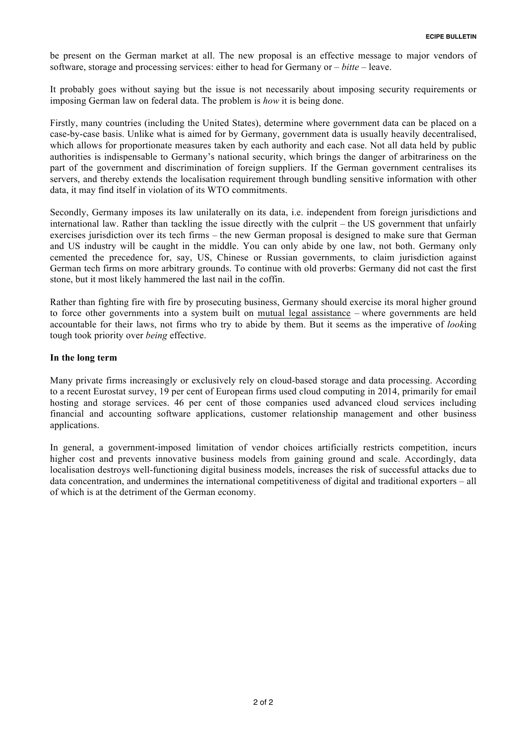be present on the German market at all. The new proposal is an effective message to major vendors of software, storage and processing services: either to head for Germany or – *bitte* – leave.

It probably goes without saying but the issue is not necessarily about imposing security requirements or imposing German law on federal data. The problem is *how* it is being done.

Firstly, many countries (including the United States), determine where government data can be placed on a case-by-case basis. Unlike what is aimed for by Germany, government data is usually heavily decentralised, which allows for proportionate measures taken by each authority and each case. Not all data held by public authorities is indispensable to Germany's national security, which brings the danger of arbitrariness on the part of the government and discrimination of foreign suppliers. If the German government centralises its servers, and thereby extends the localisation requirement through bundling sensitive information with other data, it may find itself in violation of its WTO commitments.

Secondly, Germany imposes its law unilaterally on its data, i.e. independent from foreign jurisdictions and international law. Rather than tackling the issue directly with the culprit – the US government that unfairly exercises jurisdiction over its tech firms – the new German proposal is designed to make sure that German and US industry will be caught in the middle. You can only abide by one law, not both. Germany only cemented the precedence for, say, US, Chinese or Russian governments, to claim jurisdiction against German tech firms on more arbitrary grounds. To continue with old proverbs: Germany did not cast the first stone, but it most likely hammered the last nail in the coffin.

Rather than fighting fire with fire by prosecuting business, Germany should exercise its moral higher ground to force other governments into a system built on mutual legal assistance – where governments are held accountable for their laws, not firms who try to abide by them. But it seems as the imperative of *look*ing tough took priority over *being* effective.

**In the long term**

Many private firms increasingly or exclusively rely on cloud-based storage and data processing. According to a recent Eurostat survey, 19 per cent of European firms used cloud computing in 2014, primarily for email hosting and storage services. 46 per cent of those companies used advanced cloud services including financial and accounting software applications, customer relationship management and other business applications.

In general, a government-imposed limitation of vendor choices artificially restricts competition, incurs higher cost and prevents innovative business models from gaining ground and scale. Accordingly, data localisation destroys well-functioning digital business models, increases the risk of successful attacks due to data concentration, and undermines the international competitiveness of digital and traditional exporters – all of which is at the detriment of the German economy.